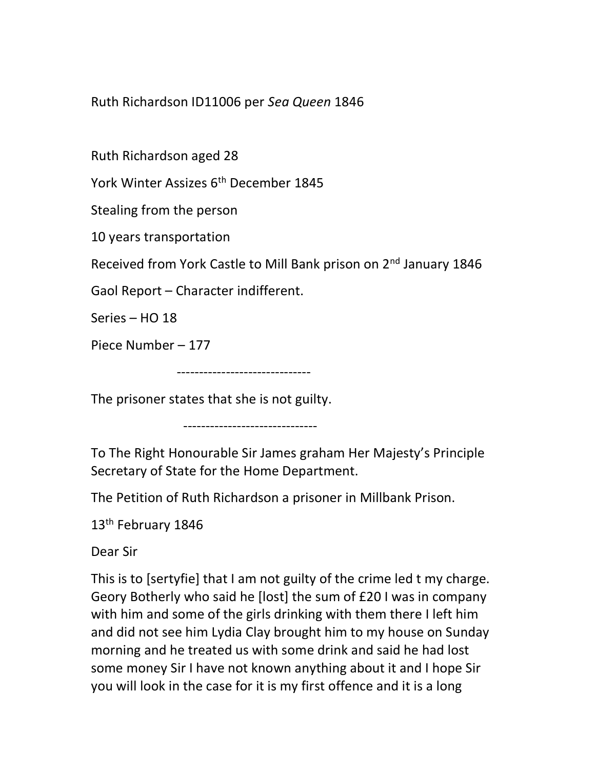Ruth Richardson ID11006 per *Sea Queen* 1846

Ruth Richardson aged 28

York Winter Assizes 6th December 1845

Stealing from the person

10 years transportation

Received from York Castle to Mill Bank prison on 2nd January 1846

Gaol Report – Character indifferent.

Series – HO 18

Piece Number – 177

------------------------------

The prisoner states that she is not guilty.

------------------------------

To The Right Honourable Sir James graham Her Majesty's Principle Secretary of State for the Home Department.

The Petition of Ruth Richardson a prisoner in Millbank Prison.

13th February 1846

Dear Sir

This is to [sertyfie] that I am not guilty of the crime led t my charge. Geory Botherly who said he [lost] the sum of £20 I was in company with him and some of the girls drinking with them there I left him and did not see him Lydia Clay brought him to my house on Sunday morning and he treated us with some drink and said he had lost some money Sir I have not known anything about it and I hope Sir you will look in the case for it is my first offence and it is a long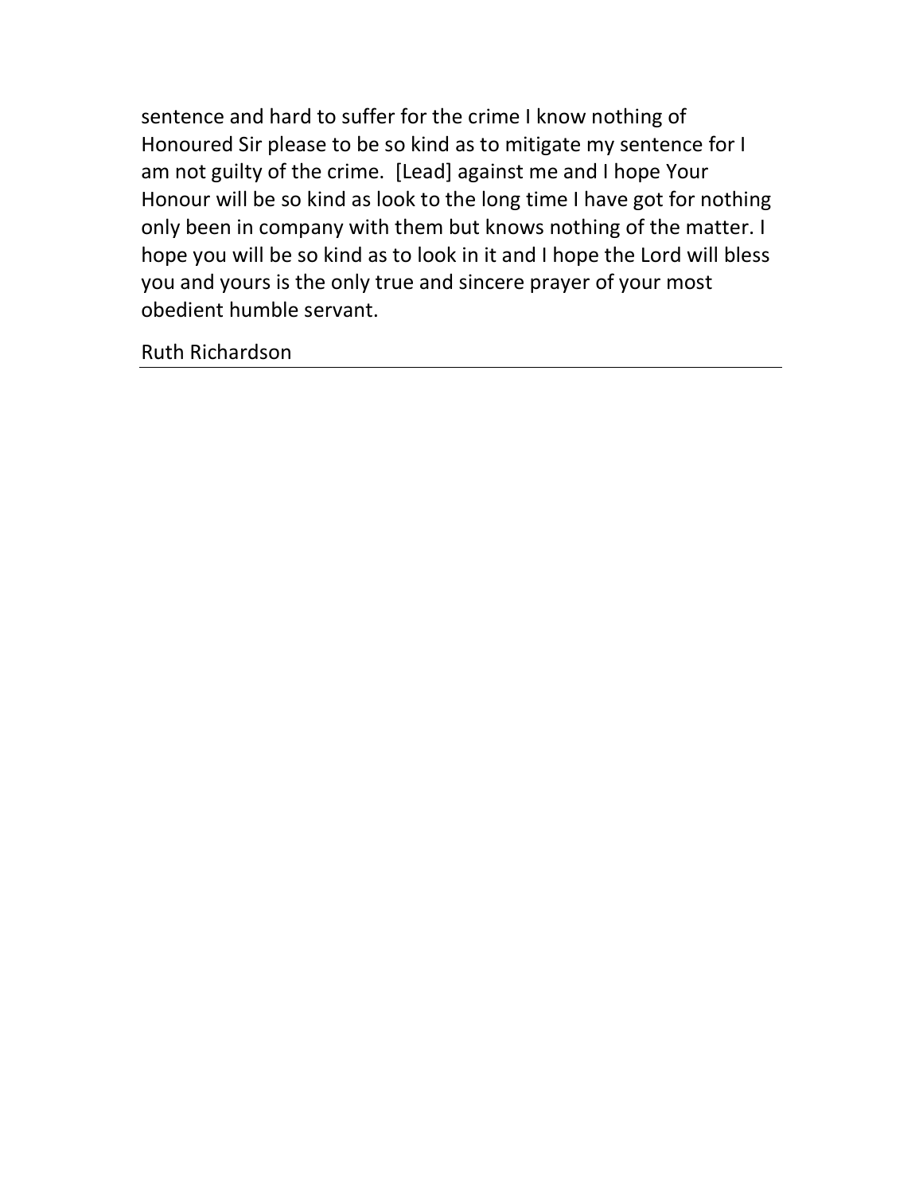sentence and hard to suffer for the crime I know nothing of Honoured Sir please to be so kind as to mitigate my sentence for I am not guilty of the crime. [Lead] against me and I hope Your Honour will be so kind as look to the long time I have got for nothing only been in company with them but knows nothing of the matter. I hope you will be so kind as to look in it and I hope the Lord will bless you and yours is the only true and sincere prayer of your most obedient humble servant.

Ruth Richardson

---